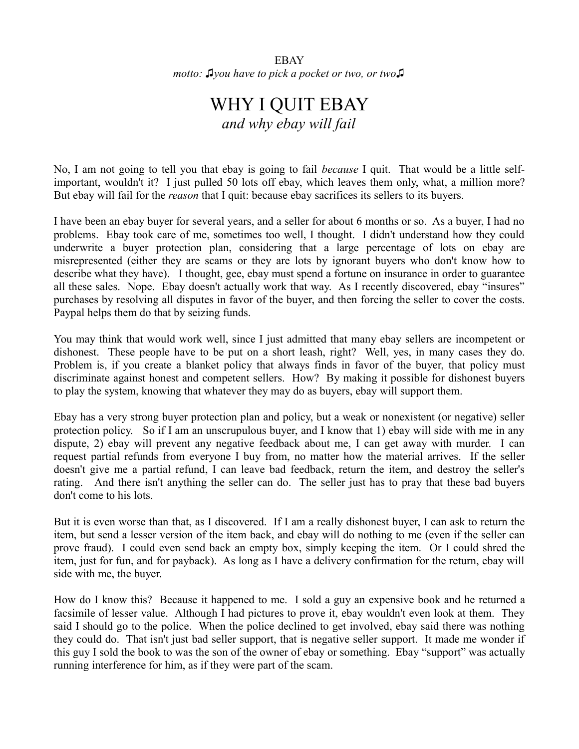EBAY

*motto: ♫you have to pick a pocket or two, or two♫*

# WHY I QUIT EBAY

*and why ebay will fail*

No, I am not going to tell you that ebay is going to fail *because* I quit. That would be a little self-important, wouldn't it? I just pulled 50 lots off ebay, which leaves them only, what, a million more? But ebay will fail for the *reason* that I quit: because ebay sacrifices its sellers to its buyers.

I have been an ebay buyer for several years, and a seller for about 6 months or so. As a buyer, I had no problems. Ebay took care of me, sometimes too well, I thought. I didn't understand how they could underwrite a buyer protection plan, considering that a large percentage of lots on ebay are misrepresented (either they are scams or they are lots by ignorant buyers who don't know how to describe what they have). I thought, gee, ebay must spend a fortune on insurance in order to guarantee all these sales. Nope. Ebay doesn't actually work that way. As I recently discovered, ebay "insures" purchases by resolving all disputes in favor of the buyer, and then forcing the seller to cover the costs. Paypal helps them do that by seizing funds.

You may think that would work well, since I just admitted that many ebay sellers are incompetent or dishonest. These people have to be put on a short leash, right? Well, yes, in many cases they do. Problem is, if you create a blanket policy that always finds in favor of the buyer, that policy must discriminate against honest and competent sellers. How? By making it possible for dishonest buyers to play the system, knowing that whatever they may do as buyers, ebay will support them.

Ebay has a very strong buyer protection plan and policy, but a weak or nonexistent (or negative) seller protection policy. So if I am an unscrupulous buyer, and I know that 1) ebay will side with me in any dispute, 2) ebay will prevent any negative feedback about me, I can get away with murder. I can request partial refunds from everyone I buy from, no matter how the material arrives. If the seller doesn't give me a partial refund, I can leave bad feedback, return the item, and destroy the seller's rating. And there isn't anything the seller can do. The seller just has to pray that these bad buyers don't come to his lots.

But it is even worse than that, as I discovered. If I am a really dishonest buyer, I can ask to return the item, but send a lesser version of the item back, and ebay will do nothing to me (even if the seller can prove fraud). I could even send back an empty box, simply keeping the item. Or I could shred the item, just for fun, and for payback). As long as I have a delivery confirmation for the return, ebay will side with me, the buyer.

How do I know this? Because it happened to me. I sold a guy an expensive book and he returned a facsimile of lesser value. Although I had pictures to prove it, ebay wouldn't even look at them. They said I should go to the police. When the police declined to get involved, ebay said there was nothing they could do. That isn't just bad seller support, that is negative seller support. It made me wonder if this guy I sold the book to was the son of the owner of ebay or something. Ebay "support" was actually running interference for him, as if they were part of the scam.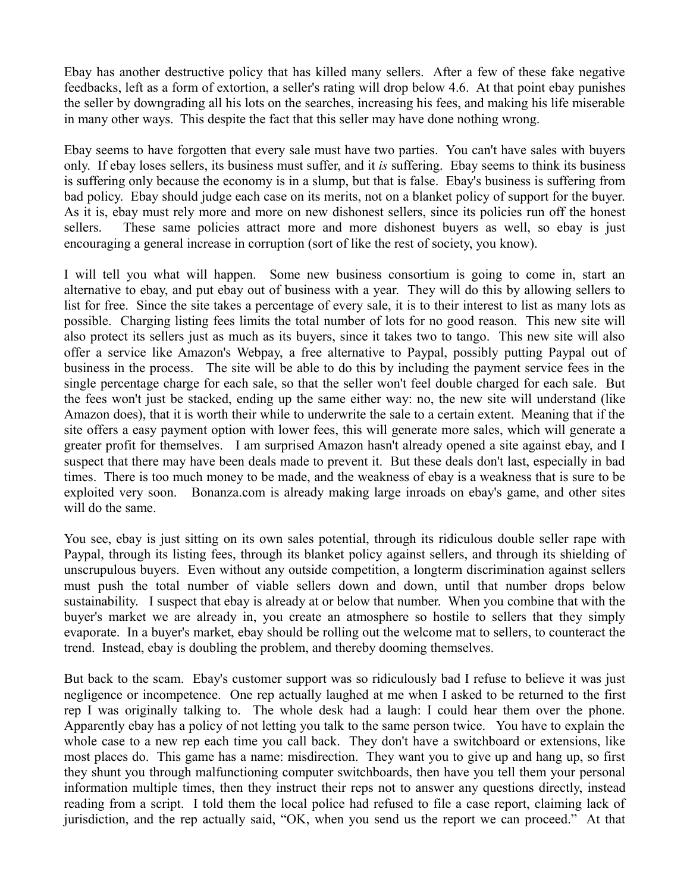Ebay has another destructive policy that has killed many sellers. After a few of these fake negative feedbacks, left as a form of extortion, a seller's rating will drop below 4.6. At that point ebay punishes the seller by downgrading all his lots on the searches, increasing his fees, and making his life miserable in many other ways. This despite the fact that this seller may have done nothing wrong.

Ebay seems to have forgotten that every sale must have two parties. You can't have sales with buyers only. If ebay loses sellers, its business must suffer, and it *is* suffering. Ebay seems to think its business is suffering only because the economy is in a slump, but that is false. Ebay's business is suffering from bad policy. Ebay should judge each case on its merits, not on a blanket policy of support for the buyer. As it is, ebay must rely more and more on new dishonest sellers, since its policies run off the honest sellers. These same policies attract more and more dishonest buyers as well, so ebay is just encouraging a general increase in corruption (sort of like the rest of society, you know).

I will tell you what will happen. Some new business consortium is going to come in, start an alternative to ebay, and put ebay out of business with a year. They will do this by allowing sellers to list for free. Since the site takes a percentage of every sale, it is to their interest to list as many lots as possible. Charging listing fees limits the total number of lots for no good reason. This new site will also protect its sellers just as much as its buyers, since it takes two to tango. This new site will also offer a service like Amazon's Webpay, a free alternative to Paypal, possibly putting Paypal out of business in the process. The site will be able to do this by including the payment service fees in the single percentage charge for each sale, so that the seller won't feel double charged for each sale. But the fees won't just be stacked, ending up the same either way: no, the new site will understand (like Amazon does), that it is worth their while to underwrite the sale to a certain extent. Meaning that if the site offers a easy payment option with lower fees, this will generate more sales, which will generate a greater profit for themselves. I am surprised Amazon hasn't already opened a site against ebay, and I suspect that there may have been deals made to prevent it. But these deals don't last, especially in bad times. There is too much money to be made, and the weakness of ebay is a weakness that is sure to be exploited very soon. Bonanza.com is already making large inroads on ebay's game, and other sites will do the same.

You see, ebay is just sitting on its own sales potential, through its ridiculous double seller rape with Paypal, through its listing fees, through its blanket policy against sellers, and through its shielding of unscrupulous buyers. Even without any outside competition, a longterm discrimination against sellers must push the total number of viable sellers down and down, until that number drops below sustainability. I suspect that ebay is already at or below that number. When you combine that with the buyer's market we are already in, you create an atmosphere so hostile to sellers that they simply evaporate. In a buyer's market, ebay should be rolling out the welcome mat to sellers, to counteract the trend. Instead, ebay is doubling the problem, and thereby dooming themselves.

But back to the scam. Ebay's customer support was so ridiculously bad I refuse to believe it was just negligence or incompetence. One rep actually laughed at me when I asked to be returned to the first rep I was originally talking to. The whole desk had a laugh: I could hear them over the phone. Apparently ebay has a policy of not letting you talk to the same person twice. You have to explain the whole case to a new rep each time you call back. They don't have a switchboard or extensions, like most places do. This game has a name: misdirection. They want you to give up and hang up, so first they shunt you through malfunctioning computer switchboards, then have you tell them your personal information multiple times, then they instruct their reps not to answer any questions directly, instead reading from a script. I told them the local police had refused to file a case report, claiming lack of jurisdiction, and the rep actually said, "OK, when you send us the report we can proceed." At that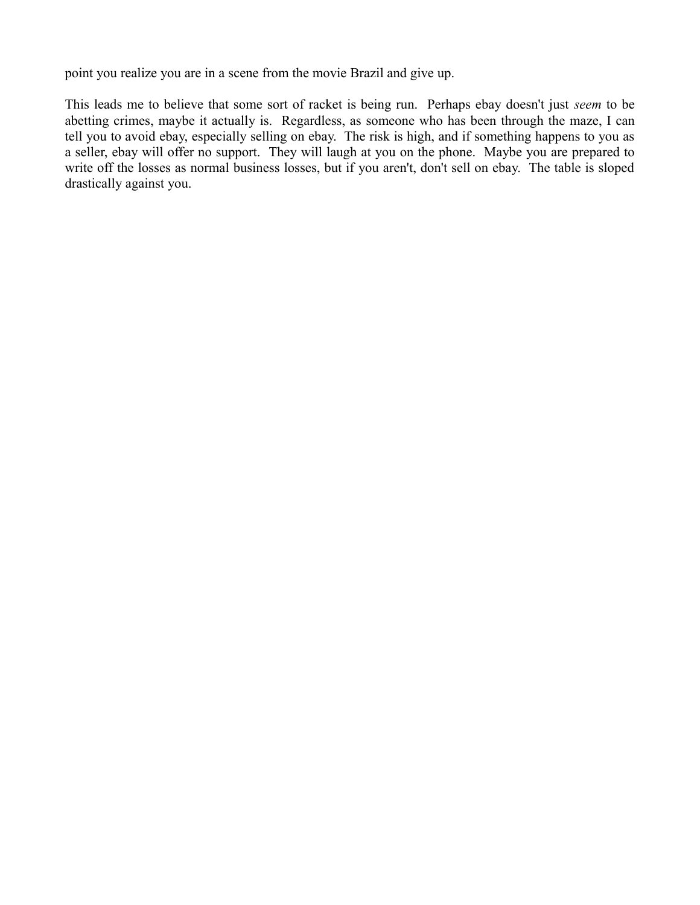point you realize you are in a scene from the movie Brazil and give up.

This leads me to believe that some sort of racket is being run. Perhaps ebay doesn't just *seem* to be abetting crimes, maybe it actually is. Regardless, as someone who has been through the maze, I can tell you to avoid ebay, especially selling on ebay. The risk is high, and if something happens to you as a seller, ebay will offer no support. They will laugh at you on the phone. Maybe you are prepared to write off the losses as normal business losses, but if you aren't, don't sell on ebay. The table is sloped drastically against you.